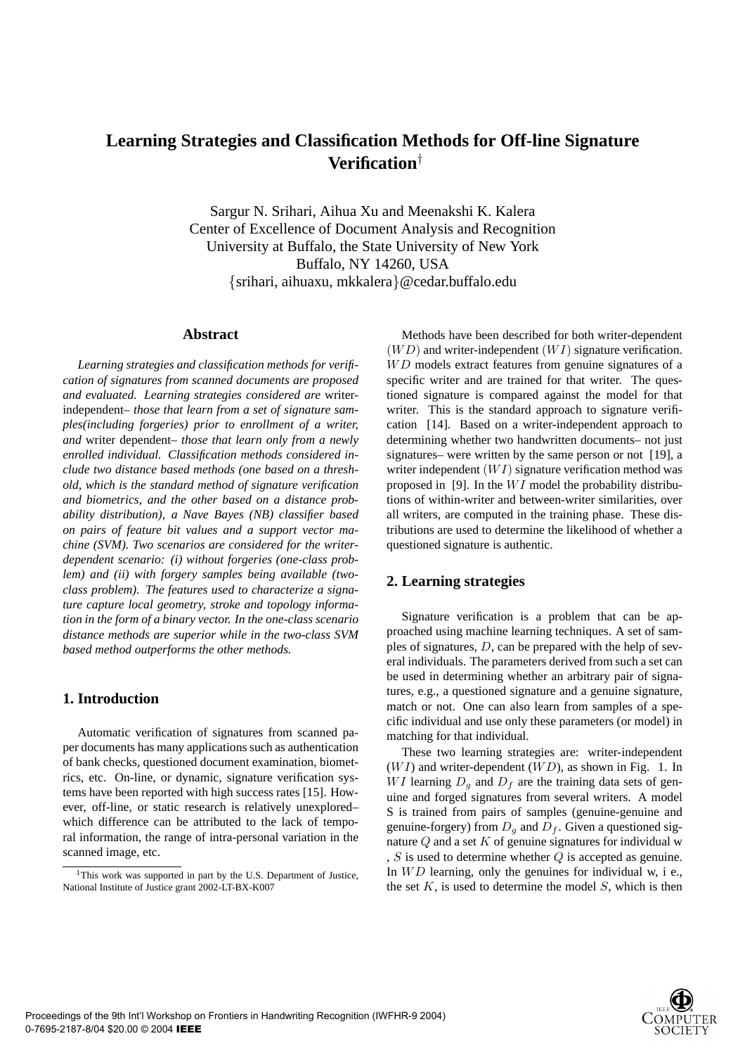# Learning Strategies and Classification Methods for Off-line Signature Verification†

Sargur N. Srihari, Aihua Xu and Meenakshi K. Kalera
Center of Excellence of Document Analysis and Recognition
University at Buffalo, the State University of New York
Buffalo, NY 14260, USA
{srihari, aihuaxu, mkkalera}@cedar.buffalo.edu

## Abstract

*Learning strategies and classification methods for verification of signatures from scanned documents are proposed and evaluated. Learning strategies considered are* writer-independent– *those that learn from a set of signature samples(including forgeries) prior to enrollment of a writer, and* writer dependent– *those that learn only from a newly enrolled individual. Classification methods considered include two distance based methods (one based on a threshold, which is the standard method of signature verification and biometrics, and the other based on a distance probability distribution), a Nave Bayes (NB) classifier based on pairs of feature bit values and a support vector machine (SVM). Two scenarios are considered for the writer-dependent scenario: (i) without forgeries (one-class problem) and (ii) with forgery samples being available (two-class problem). The features used to characterize a signature capture local geometry, stroke and topology information in the form of a binary vector. In the one-class scenario distance methods are superior while in the two-class SVM based method outperforms the other methods.*

## 1. Introduction

Automatic verification of signatures from scanned paper documents has many applications such as authentication of bank checks, questioned document examination, biometrics, etc. On-line, or dynamic, signature verification systems have been reported with high success rates [15]. However, off-line, or static research is relatively unexplored– which difference can be attributed to the lack of temporal information, the range of intra-personal variation in the scanned image, etc.

Methods have been described for both writer-dependent $(WD)$ and writer-independent $(WI)$ signature verification. $WD$ models extract features from genuine signatures of a specific writer and are trained for that writer. The questioned signature is compared against the model for that writer. This is the standard approach to signature verification [14]. Based on a writer-independent approach to determining whether two handwritten documents– not just signatures– were written by the same person or not [19], a writer independent $(WI)$ signature verification method was proposed in [9]. In the $WI$ model the probability distributions of within-writer and between-writer similarities, over all writers, are computed in the training phase. These distributions are used to determine the likelihood of whether a questioned signature is authentic.

## 2. Learning strategies

Signature verification is a problem that can be approached using machine learning techniques. A set of samples of signatures, $D$, can be prepared with the help of several individuals. The parameters derived from such a set can be used in determining whether an arbitrary pair of signatures, e.g., a questioned signature and a genuine signature, match or not. One can also learn from samples of a specific individual and use only these parameters (or model) in matching for that individual.

These two learning strategies are: writer-independent ($WI$) and writer-dependent ($WD$), as shown in Fig. 1. In $WI$ learning $D_g$ and $D_f$ are the training data sets of genuine and forged signatures from several writers. A model S is trained from pairs of samples (genuine-genuine and genuine-forgery) from $D_g$ and $D_f$. Given a questioned signature $Q$ and a set $K$ of genuine signatures for individual w , $S$ is used to determine whether $Q$ is accepted as genuine. In $WD$ learning, only the genuines for individual w, i e., the set $K$, is used to determine the model $S$, which is then

[1]This work was supported in part by the U.S. Department of Justice, National Institute of Justice grant 2002-LT-BX-K007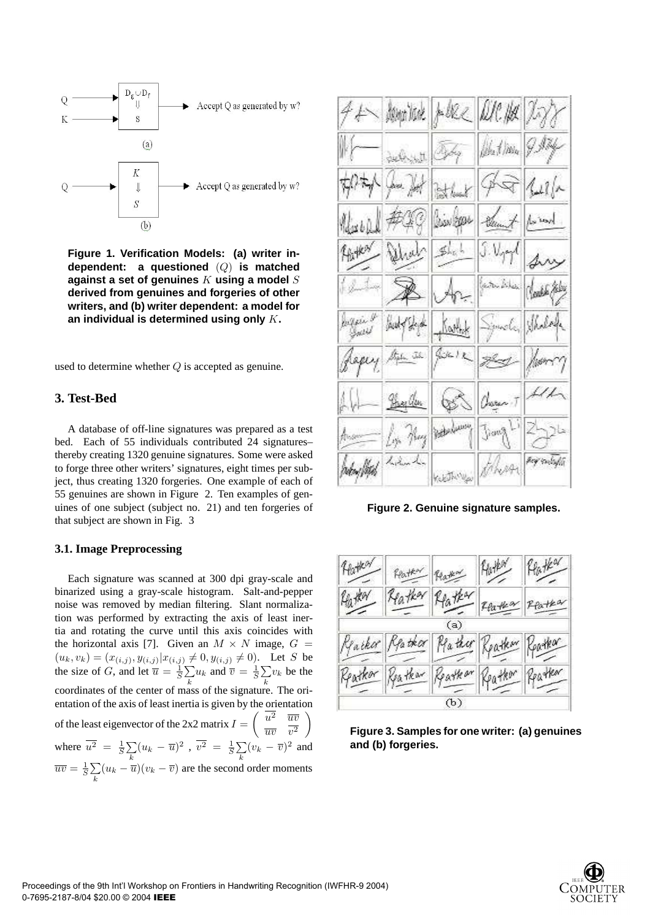**Figure 1. Verification Models: (a) writer independent: a questioned $(Q)$ is matched against a set of genuines $K$ using a model $S$ derived from genuines and forgeries of other writers, and (b) writer dependent: a model for an individual is determined using only $K$.**

used to determine whether $Q$ is accepted as genuine.

## 3. Test-Bed

A database of off-line signatures was prepared as a test bed. Each of 55 individuals contributed 24 signatures– thereby creating 1320 genuine signatures. Some were asked to forge three other writers' signatures, eight times per subject, thus creating 1320 forgeries. One example of each of 55 genuines are shown in Figure 2. Ten examples of genuines of one subject (subject no. 21) and ten forgeries of that subject are shown in Fig. 3

### 3.1. Image Preprocessing

Each signature was scanned at 300 dpi gray-scale and binarized using a gray-scale histogram. Salt-and-pepper noise was removed by median filtering. Slant normalization was performed by extracting the axis of least inertia and rotating the curve until this axis coincides with the horizontal axis [7]. Given an $M \times N$ image, $G = (u_k, v_k) = (x_{(i,j)}, y_{(i,j)} | x_{(i,j)} \neq 0, y_{(i,j)} \neq 0)$. Let $S$ be the size of $G$, and let $\overline{u} = \frac{1}{S} \sum_k u_k$ and $\overline{v} = \frac{1}{S} \sum_k v_k$ be the coordinates of the center of mass of the signature. The orientation of the axis of least inertia is given by the orientation of the least eigenvector of the 2x2 matrix $I = \begin{pmatrix} \overline{u^2} & \overline{uv} \\ \overline{uv} & \overline{v^2} \end{pmatrix}$ where $\overline{u^2} = \frac{1}{S} \sum_k (u_k - \overline{u})^2$ , $\overline{v^2} = \frac{1}{S} \sum_k (v_k - \overline{v})^2$ and $\overline{uv} = \frac{1}{S} \sum_k (u_k - \overline{u})(v_k - \overline{v})$ are the second order moments

**Figure 2. Genuine signature samples.**

**Figure 3. Samples for one writer: (a) genuines and (b) forgeries.**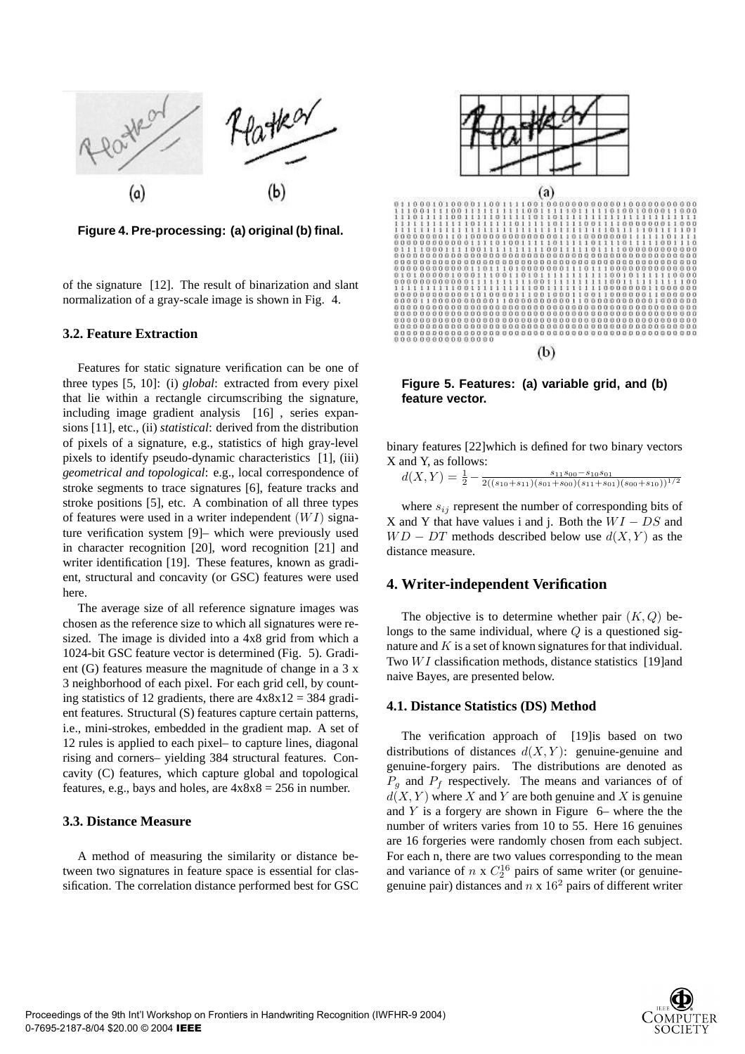Figure 4. Pre-processing: (a) original (b) final.

of the signature [12]. The result of binarization and slant normalization of a gray-scale image is shown in Fig. 4.

### 3.2. Feature Extraction

Features for static signature verification can be one of three types [5, 10]: (i) *global*: extracted from every pixel that lie within a rectangle circumscribing the signature, including image gradient analysis [16] , series expansions [11], etc., (ii) *statistical*: derived from the distribution of pixels of a signature, e.g., statistics of high gray-level pixels to identify pseudo-dynamic characteristics [1], (iii) *geometrical and topological*: e.g., local correspondence of stroke segments to trace signatures [6], feature tracks and stroke positions [5], etc. A combination of all three types of features were used in a writer independent $(WI)$ signature verification system [9]– which were previously used in character recognition [20], word recognition [21] and writer identification [19]. These features, known as gradient, structural and concavity (or GSC) features were used here.

The average size of all reference signature images was chosen as the reference size to which all signatures were resized. The image is divided into a 4x8 grid from which a 1024-bit GSC feature vector is determined (Fig. 5). Gradient (G) features measure the magnitude of change in a 3 x 3 neighborhood of each pixel. For each grid cell, by counting statistics of 12 gradients, there are 4x8x12 = 384 gradient features. Structural (S) features capture certain patterns, i.e., mini-strokes, embedded in the gradient map. A set of 12 rules is applied to each pixel– to capture lines, diagonal rising and corners– yielding 384 structural features. Concavity (C) features, which capture global and topological features, e.g., bays and holes, are 4x8x8 = 256 in number.

### 3.3. Distance Measure

A method of measuring the similarity or distance between two signatures in feature space is essential for classification. The correlation distance performed best for GSC binary features [22]which is defined for two binary vectors X and Y, as follows:

$$d(X,Y) = \frac{1}{2} - \frac{s_{11}s_{00} - s_{10}s_{01}}{2((s_{10}+s_{11})(s_{01}+s_{00})(s_{11}+s_{01})(s_{00}+s_{10}))^{1/2}}$$

where $s_{ij}$ represent the number of corresponding bits of X and Y that have values i and j. Both the $WI-DS$ and $WD-DT$ methods described below use $d(X,Y)$ as the distance measure.

Figure 5. Features: (a) variable grid, and (b) feature vector.

## 4. Writer-independent Verification

The objective is to determine whether pair $(K, Q)$ belongs to the same individual, where $Q$ is a questioned signature and $K$ is a set of known signatures for that individual. Two $WI$ classification methods, distance statistics [19]and naive Bayes, are presented below.

### 4.1. Distance Statistics (DS) Method

The verification approach of [19]is based on two distributions of distances $d(X,Y)$: genuine-genuine and genuine-forgery pairs. The distributions are denoted as $P_g$ and $P_f$ respectively. The means and variances of of $d(X,Y)$ where $X$ and $Y$ are both genuine and $X$ is genuine and $Y$ is a forgery are shown in Figure 6– where the the number of writers varies from 10 to 55. Here 16 genuines are 16 forgeries were randomly chosen from each subject. For each n, there are two values corresponding to the mean and variance of $n$ x $C_2^{16}$ pairs of same writer (or genuine-genuine pair) distances and $n$ x $16^2$ pairs of different writer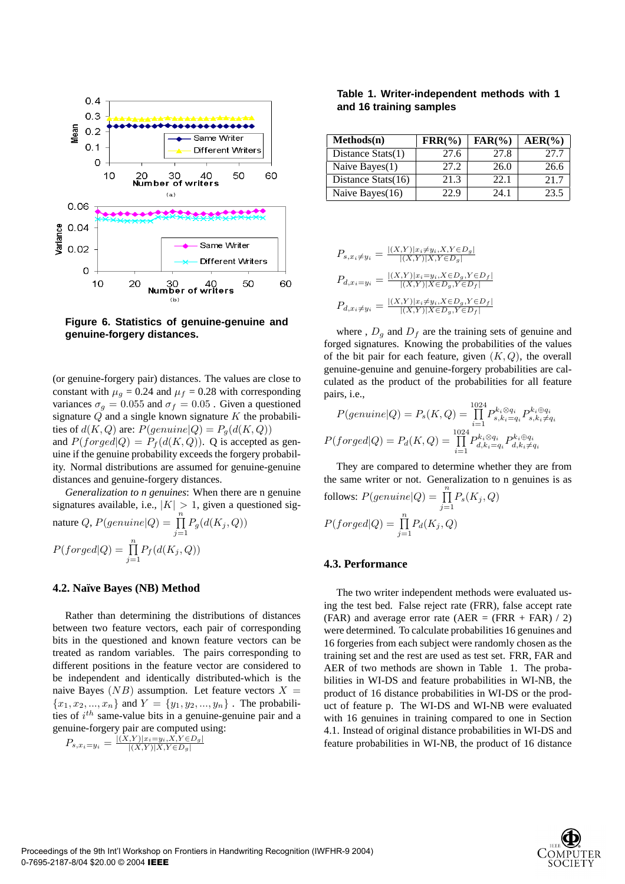**Figure 6. Statistics of genuine-genuine and genuine-forgery distances.**

(or genuine-forgery pair) distances. The values are close to constant with $\mu_g$ = 0.24 and $\mu_f$ = 0.28 with corresponding variances $\sigma_g = 0.055$ and $\sigma_f = 0.05$ . Given a questioned signature $Q$ and a single known signature $K$ the probabilities of $d(K,Q)$ are: $P(genuine|Q) = P_g(d(K,Q))$ and $P(forged|Q) = P_f(d(K,Q))$. Q is accepted as genuine if the genuine probability exceeds the forgery probability. Normal distributions are assumed for genuine-genuine distances and genuine-forgery distances.

*Generalization to n genuines*: When there are n genuine signatures available, i.e., $|K| > 1$, given a questioned signature $Q$, $P(genuine|Q) = \prod_{j=1}^{n} P_g(d(K_j,Q))$

$P(forged|Q) = \prod_{j=1}^{n} P_f(d(K_j,Q))$

### 4.2. Naïve Bayes (NB) Method

Rather than determining the distributions of distances between two feature vectors, each pair of corresponding bits in the questioned and known feature vectors can be treated as random variables. The pairs corresponding to different positions in the feature vector are considered to be independent and identically distributed-which is the naive Bayes $(NB)$ assumption. Let feature vectors $X = \{x_1, x_2, ..., x_n\}$ and $Y = \{y_1, y_2, ..., y_n\}$ . The probabilities of $i^{th}$ same-value bits in a genuine-genuine pair and a genuine-forgery pair are computed using:

$$P_{s,x_i=y_i} = \frac{|(X,Y)|x_i=y_i, X,Y \in D_g|}{|(X,Y)|X,Y \in D_g|}$$

**Table 1. Writer-independent methods with 1 and 16 training samples**

| Methods(n) | FRR(%) | FAR(%) | AER(%) |
|---|---|---|---|
| Distance Stats(1) | 27.6 | 27.8 | 27.7 |
| Naive Bayes(1) | 27.2 | 26.0 | 26.6 |
| Distance Stats(16) | 21.3 | 22.1 | 21.7 |
| Naive Bayes(16) | 22.9 | 24.1 | 23.5 |

$$P_{s,x_i \neq y_i} = \frac{|(X,Y)|x_i \neq y_i, X,Y \in D_g|}{|(X,Y)|X,Y \in D_g|}$$

$$P_{d,x_i = y_i} = \frac{|(X,Y)|x_i = y_i, X \in D_g, Y \in D_f|}{|(X,Y)|X \in D_g, Y \in D_f|}$$

$$P_{d,x_i \neq y_i} = \frac{|(X,Y)|x_i \neq y_i, X \in D_g, Y \in D_f|}{|(X,Y)|X \in D_g, Y \in D_f|}$$

where , $D_g$ and $D_f$ are the training sets of genuine and forged signatures. Knowing the probabilities of the values of the bit pair for each feature, given $(K,Q)$, the overall genuine-genuine and genuine-forgery probabilities are calculated as the product of the probabilities for all feature pairs, i.e.,

$$P(genuine|Q) = P_s(K,Q) = \prod_{i=1}^{1024} P_{s,k_i=q_i}^{k_i \otimes q_i} P_{s,k_i \neq q_i}^{k_i \oplus q_i}$$

$$P(forged|Q) = P_d(K,Q) = \prod_{i=1}^{1024} P_{d,k_i=q_i}^{k_i \otimes q_i} P_{d,k_i \neq q_i}^{k_i \oplus q_i}$$

They are compared to determine whether they are from the same writer or not. Generalization to n genuines is as follows: $P(genuine|Q) = \prod_{j=1}^{n} P_s(K_j,Q)$

$P(forged|Q) = \prod_{j=1}^{n} P_d(K_j,Q)$

### 4.3. Performance

The two writer independent methods were evaluated using the test bed. False reject rate (FRR), false accept rate (FAR) and average error rate (AER = (FRR + FAR) / 2) were determined. To calculate probabilities 16 genuines and 16 forgeries from each subject were randomly chosen as the training set and the rest are used as test set. FRR, FAR and AER of two methods are shown in Table 1. The probabilities in WI-DS and feature probabilities in WI-NB, the product of 16 distance probabilities in WI-DS or the product of feature p. The WI-DS and WI-NB were evaluated with 16 genuines in training compared to one in Section 4.1. Instead of original distance probabilities in WI-DS and feature probabilities in WI-NB, the product of 16 distance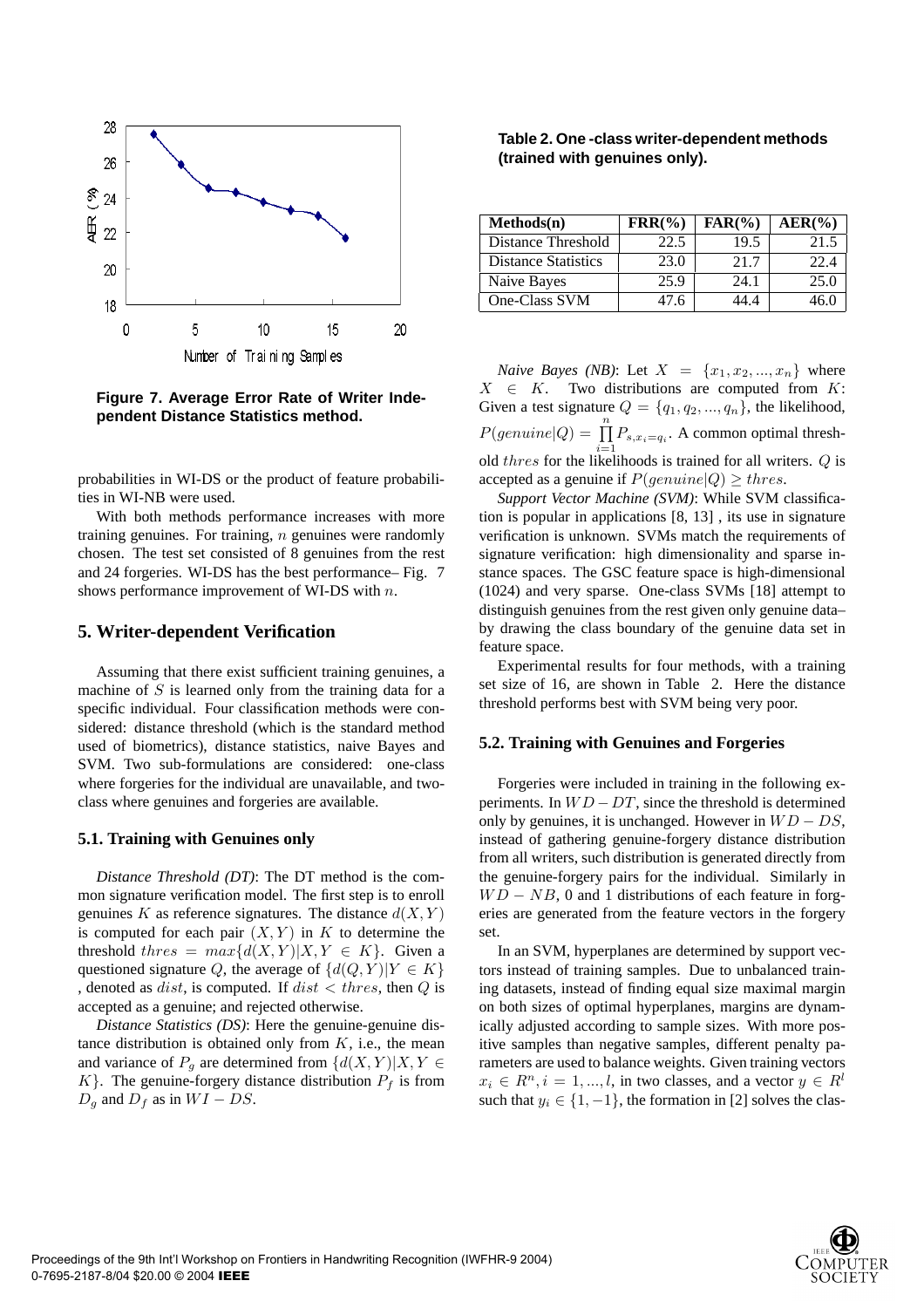Figure 7. Average Error Rate of Writer Independent Distance Statistics method.

probabilities in WI-DS or the product of feature probabilities in WI-NB were used.

With both methods performance increases with more training genuines. For training, $n$ genuines were randomly chosen. The test set consisted of 8 genuines from the rest and 24 forgeries. WI-DS has the best performance– Fig. 7 shows performance improvement of WI-DS with $n$.

## 5. Writer-dependent Verification

Assuming that there exist sufficient training genuines, a machine of $S$ is learned only from the training data for a specific individual. Four classification methods were considered: distance threshold (which is the standard method used of biometrics), distance statistics, naive Bayes and SVM. Two sub-formulations are considered: one-class where forgeries for the individual are unavailable, and two-class where genuines and forgeries are available.

### 5.1. Training with Genuines only

*Distance Threshold (DT)*: The DT method is the common signature verification model. The first step is to enroll genuines $K$ as reference signatures. The distance $d(X, Y)$ is computed for each pair $(X, Y)$ in $K$ to determine the threshold $thres = max\{d(X, Y)|X, Y \in K\}$. Given a questioned signature $Q$, the average of $\{d(Q, Y)|Y \in K\}$ , denoted as $dist$, is computed. If $dist < thres$, then $Q$ is accepted as a genuine; and rejected otherwise.

*Distance Statistics (DS)*: Here the genuine-genuine distance distribution is obtained only from $K$, i.e., the mean and variance of $P_g$ are determined from $\{d(X, Y)|X, Y \in K\}$. The genuine-forgery distance distribution $P_f$ is from $D_g$ and $D_f$ as in $WI-DS$.

**Table 2. One -class writer-dependent methods (trained with genuines only).**

| Methods(n) | FRR(%) | FAR(%) | AER(%) |
|---|---|---|---|
| Distance Threshold | 22.5 | 19.5 | 21.5 |
| Distance Statistics | 23.0 | 21.7 | 22.4 |
| Naive Bayes | 25.9 | 24.1 | 25.0 |
| One-Class SVM | 47.6 | 44.4 | 46.0 |

*Naive Bayes (NB)*: Let $X = \{x_1, x_2, ..., x_n\}$ where $X \in K$. Two distributions are computed from $K$: Given a test signature $Q = \{q_1, q_2, ..., q_n\}$, the likelihood, $P(genuine|Q) = \prod_{i=1}^{n} P_{s,x_i=q_i}$. A common optimal threshold $thres$ for the likelihoods is trained for all writers. $Q$ is accepted as a genuine if $P(genuine|Q) \geq thres$.

*Support Vector Machine (SVM)*: While SVM classification is popular in applications [8, 13] , its use in signature verification is unknown. SVMs match the requirements of signature verification: high dimensionality and sparse instance spaces. The GSC feature space is high-dimensional (1024) and very sparse. One-class SVMs [18] attempt to distinguish genuines from the rest given only genuine data– by drawing the class boundary of the genuine data set in feature space.

Experimental results for four methods, with a training set size of 16, are shown in Table 2. Here the distance threshold performs best with SVM being very poor.

### 5.2. Training with Genuines and Forgeries

Forgeries were included in training in the following experiments. In $WD - DT$, since the threshold is determined only by genuines, it is unchanged. However in $WD - DS$, instead of gathering genuine-forgery distance distribution from all writers, such distribution is generated directly from the genuine-forgery pairs for the individual. Similarly in $WD - NB$, 0 and 1 distributions of each feature in forgeries are generated from the feature vectors in the forgery set.

In an SVM, hyperplanes are determined by support vectors instead of training samples. Due to unbalanced training datasets, instead of finding equal size maximal margin on both sizes of optimal hyperplanes, margins are dynamically adjusted according to sample sizes. With more positive samples than negative samples, different penalty parameters are used to balance weights. Given training vectors $x_i \in R^n, i = 1, ..., l$, in two classes, and a vector $y \in R^l$ such that $y_i \in \{1, -1\}$, the formation in [2] solves the clas-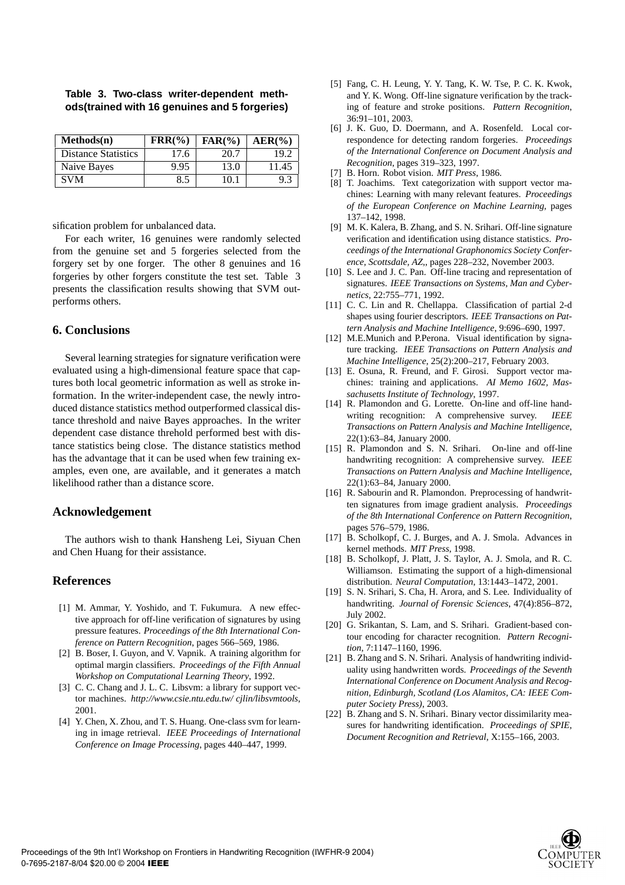**Table 3. Two-class writer-dependent methods(trained with 16 genuines and 5 forgeries)**

| Methods(n) | FRR(%) | FAR(%) | AER(%) |
|---|---|---|---|
| Distance Statistics | 17.6 | 20.7 | 19.2 |
| Naive Bayes | 9.95 | 13.0 | 11.45 |
| SVM | 8.5 | 10.1 | 9.3 |

sification problem for unbalanced data.

For each writer, 16 genuines were randomly selected from the genuine set and 5 forgeries selected from the forgery set by one forger. The other 8 genuines and 16 forgeries by other forgers constitute the test set. Table 3 presents the classification results showing that SVM outperforms others.

## 6. Conclusions

Several learning strategies for signature verification were evaluated using a high-dimensional feature space that captures both local geometric information as well as stroke information. In the writer-independent case, the newly introduced distance statistics method outperformed classical distance threshold and naive Bayes approaches. In the writer dependent case distance threhold performed best with distance statistics being close. The distance statistics method has the advantage that it can be used when few training examples, even one, are available, and it generates a match likelihood rather than a distance score.

## Acknowledgement

The authors wish to thank Hansheng Lei, Siyuan Chen and Chen Huang for their assistance.

## References

[1] M. Ammar, Y. Yoshido, and T. Fukumura. A new effective approach for off-line verification of signatures by using pressure features. *Proceedings of the 8th International Conference on Pattern Recognition*, pages 566–569, 1986.

[2] B. Boser, I. Guyon, and V. Vapnik. A training algorithm for optimal margin classifiers. *Proceedings of the Fifth Annual Workshop on Computational Learning Theory*, 1992.

[3] C. C. Chang and J. L. C. Libsvm: a library for support vector machines. *http://www.csie.ntu.edu.tw/ cjlin/libsvmtools*, 2001.

[4] Y. Chen, X. Zhou, and T. S. Huang. One-class svm for learning in image retrieval. *IEEE Proceedings of International Conference on Image Processing*, pages 440–447, 1999.

[5] Fang, C. H. Leung, Y. Y. Tang, K. W. Tse, P. C. K. Kwok, and Y. K. Wong. Off-line signature verification by the tracking of feature and stroke positions. *Pattern Recognition*, 36:91–101, 2003.

[6] J. K. Guo, D. Doermann, and A. Rosenfeld. Local correspondence for detecting random forgeries. *Proceedings of the International Conference on Document Analysis and Recognition*, pages 319–323, 1997.

[7] B. Horn. Robot vision. *MIT Press*, 1986.

[8] T. Joachims. Text categorization with support vector machines: Learning with many relevant features. *Proceedings of the European Conference on Machine Learning*, pages 137–142, 1998.

[9] M. K. Kalera, B. Zhang, and S. N. Srihari. Off-line signature verification and identification using distance statistics. *Proceedings of the International Graphonomics Society Conference, Scottsdale, AZ,*, pages 228–232, November 2003.

[10] S. Lee and J. C. Pan. Off-line tracing and representation of signatures. *IEEE Transactions on Systems, Man and Cybernetics*, 22:755–771, 1992.

[11] C. C. Lin and R. Chellappa. Classification of partial 2-d shapes using fourier descriptors. *IEEE Transactions on Pattern Analysis and Machine Intelligence*, 9:696–690, 1997.

[12] M.E.Munich and P.Perona. Visual identification by signature tracking. *IEEE Transactions on Pattern Analysis and Machine Intelligence*, 25(2):200–217, February 2003.

[13] E. Osuna, R. Freund, and F. Girosi. Support vector machines: training and applications. *AI Memo 1602, Massachusetts Institute of Technology*, 1997.

[14] R. Plamondon and G. Lorette. On-line and off-line handwriting recognition: A comprehensive survey. *IEEE Transactions on Pattern Analysis and Machine Intelligence*, 22(1):63–84, January 2000.

[15] R. Plamondon and S. N. Srihari. On-line and off-line handwriting recognition: A comprehensive survey. *IEEE Transactions on Pattern Analysis and Machine Intelligence*, 22(1):63–84, January 2000.

[16] R. Sabourin and R. Plamondon. Preprocessing of handwritten signatures from image gradient analysis. *Proceedings of the 8th International Conference on Pattern Recognition*, pages 576–579, 1986.

[17] B. Scholkopf, C. J. Burges, and A. J. Smola. Advances in kernel methods. *MIT Press*, 1998.

[18] B. Scholkopf, J. Platt, J. S. Taylor, A. J. Smola, and R. C. Williamson. Estimating the support of a high-dimensional distribution. *Neural Computation*, 13:1443–1472, 2001.

[19] S. N. Srihari, S. Cha, H. Arora, and S. Lee. Individuality of handwriting. *Journal of Forensic Sciences*, 47(4):856–872, July 2002.

[20] G. Srikantan, S. Lam, and S. Srihari. Gradient-based contour encoding for character recognition. *Pattern Recognition*, 7:1147–1160, 1996.

[21] B. Zhang and S. N. Srihari. Analysis of handwriting individuality using handwritten words. *Proceedings of the Seventh International Conference on Document Analysis and Recognition, Edinburgh, Scotland (Los Alamitos, CA: IEEE Computer Society Press)*, 2003.

[22] B. Zhang and S. N. Srihari. Binary vector dissimilarity measures for handwriting identification. *Proceedings of SPIE, Document Recognition and Retrieval*, X:155–166, 2003.